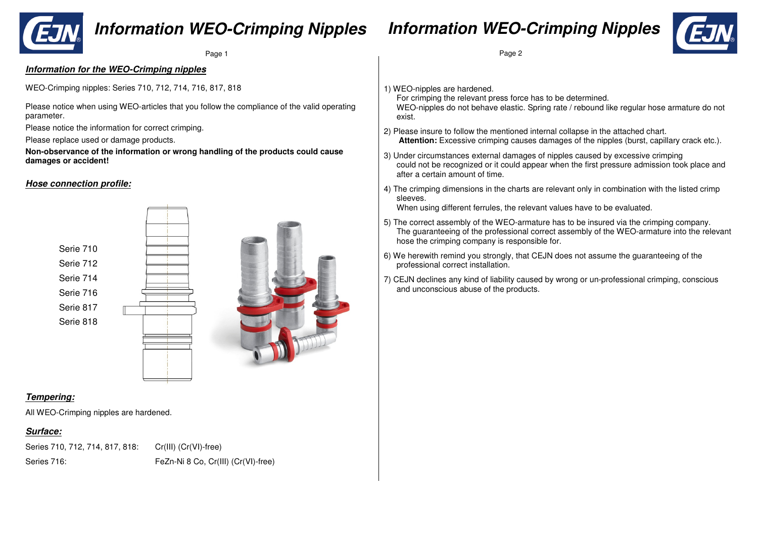# Information WEO-Crimping Nipples

## *Information for the WEO-Crimping nipples*

WEO-Crimping nipples: Series 710, 712, 714, 716, 817, 818

Please notice when using WEO-articles that you follow the compliance of the valid operating parameter.

Please notice the information for correct crimping.

Please replace used or damage products.

**Non-observance of the information or wrong handling of the products could cause damages or accident!**

### *Hose connection profile:*

Serie 710
Serie 712
Serie 714
Serie 716
Serie 817
Serie 818

### *Tempering:*

All WEO-Crimping nipples are hardened.

### *Surface:*

| | |
|---|---|
| Series 710, 712, 714, 817, 818: | Cr(III) (Cr(VI)-free) |
| Series 716: | FeZn-Ni 8 Co, Cr(III) (Cr(VI)-free) |

# Information WEO-Crimping Nipples

1) WEO-nipples are hardened.
   For crimping the relevant press force has to be determined.
   WEO-nipples do not behave elastic. Spring rate / rebound like regular hose armature do not exist.

2) Please insure to follow the mentioned internal collapse in the attached chart.
   **Attention:** Excessive crimping causes damages of the nipples (burst, capillary crack etc.).

3) Under circumstances external damages of nipples caused by excessive crimping could not be recognized or it could appear when the first pressure admission took place and after a certain amount of time.

4) The crimping dimensions in the charts are relevant only in combination with the listed crimp sleeves.
   When using different ferrules, the relevant values have to be evaluated.

5) The correct assembly of the WEO-armature has to be insured via the crimping company.
   The guaranteeing of the professional correct assembly of the WEO-armature into the relevant hose the crimping company is responsible for.

6) We herewith remind you strongly, that CEJN does not assume the guaranteeing of the professional correct installation.

7) CEJN declines any kind of liability caused by wrong or un-professional crimping, conscious and unconscious abuse of the products.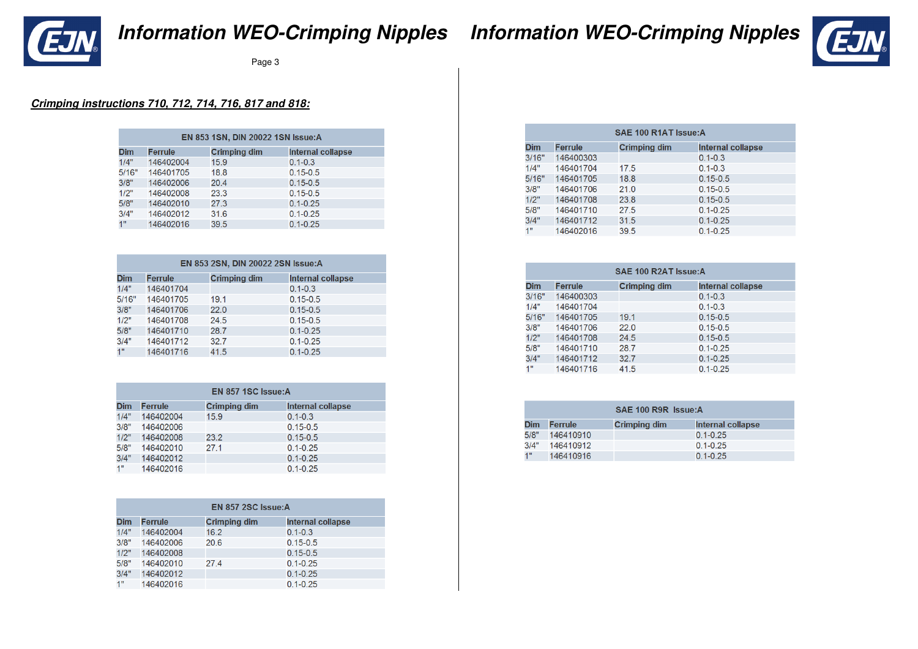# Information WEO-Crimping Nipples

***Crimping instructions 710, 712, 714, 716, 817 and 818:***

| EN 853 1SN, DIN 20022 1SN Issue:A | | | |
|---|---|---|---|
| **Dim** | **Ferrule** | **Crimping dim** | **Internal collapse** |
| 1/4" | 146402004 | 15.9 | 0.1-0.3 |
| 5/16" | 146401705 | 18.8 | 0.15-0.5 |
| 3/8" | 146402006 | 20.4 | 0.15-0.5 |
| 1/2" | 146402008 | 23.3 | 0.15-0.5 |
| 5/8" | 146402010 | 27.3 | 0.1-0.25 |
| 3/4" | 146402012 | 31.6 | 0.1-0.25 |
| 1" | 146402016 | 39.5 | 0.1-0.25 |

| EN 853 2SN, DIN 20022 2SN Issue:A | | | |
|---|---|---|---|
| **Dim** | **Ferrule** | **Crimping dim** | **Internal collapse** |
| 1/4" | 146401704 | | 0.1-0.3 |
| 5/16" | 146401705 | 19.1 | 0.15-0.5 |
| 3/8" | 146401706 | 22.0 | 0.15-0.5 |
| 1/2" | 146401708 | 24.5 | 0.15-0.5 |
| 5/8" | 146401710 | 28.7 | 0.1-0.25 |
| 3/4" | 146401712 | 32.7 | 0.1-0.25 |
| 1" | 146401716 | 41.5 | 0.1-0.25 |

| EN 857 1SC Issue:A | | | |
|---|---|---|---|
| **Dim** | **Ferrule** | **Crimping dim** | **Internal collapse** |
| 1/4" | 146402004 | 15.9 | 0.1-0.3 |
| 3/8" | 146402006 | | 0.15-0.5 |
| 1/2" | 146402008 | 23.2 | 0.15-0.5 |
| 5/8" | 146402010 | 27.1 | 0.1-0.25 |
| 3/4" | 146402012 | | 0.1-0.25 |
| 1" | 146402016 | | 0.1-0.25 |

| EN 857 2SC Issue:A | | | |
|---|---|---|---|
| **Dim** | **Ferrule** | **Crimping dim** | **Internal collapse** |
| 1/4" | 146402004 | 16.2 | 0.1-0.3 |
| 3/8" | 146402006 | 20.6 | 0.15-0.5 |
| 1/2" | 146402008 | | 0.15-0.5 |
| 5/8" | 146402010 | 27.4 | 0.1-0.25 |
| 3/4" | 146402012 | | 0.1-0.25 |
| 1" | 146402016 | | 0.1-0.25 |

| SAE 100 R1AT Issue:A | | | |
|---|---|---|---|
| **Dim** | **Ferrule** | **Crimping dim** | **Internal collapse** |
| 3/16" | 146400303 | | 0.1-0.3 |
| 1/4" | 146401704 | 17.5 | 0.1-0.3 |
| 5/16" | 146401705 | 18.8 | 0.15-0.5 |
| 3/8" | 146401706 | 21.0 | 0.15-0.5 |
| 1/2" | 146401708 | 23.8 | 0.15-0.5 |
| 5/8" | 146401710 | 27.5 | 0.1-0.25 |
| 3/4" | 146401712 | 31.5 | 0.1-0.25 |
| 1" | 146402016 | 39.5 | 0.1-0.25 |

| SAE 100 R2AT Issue:A | | | |
|---|---|---|---|
| **Dim** | **Ferrule** | **Crimping dim** | **Internal collapse** |
| 3/16" | 146400303 | | 0.1-0.3 |
| 1/4" | 146401704 | | 0.1-0.3 |
| 5/16" | 146401705 | 19.1 | 0.15-0.5 |
| 3/8" | 146401706 | 22.0 | 0.15-0.5 |
| 1/2" | 146401708 | 24.5 | 0.15-0.5 |
| 5/8" | 146401710 | 28.7 | 0.1-0.25 |
| 3/4" | 146401712 | 32.7 | 0.1-0.25 |
| 1" | 146401716 | 41.5 | 0.1-0.25 |

| SAE 100 R9R Issue:A | | | |
|---|---|---|---|
| **Dim** | **Ferrule** | **Crimping dim** | **Internal collapse** |
| 5/8" | 146410910 | | 0.1-0.25 |
| 3/4" | 146410912 | | 0.1-0.25 |
| 1" | 146410916 | | 0.1-0.25 |